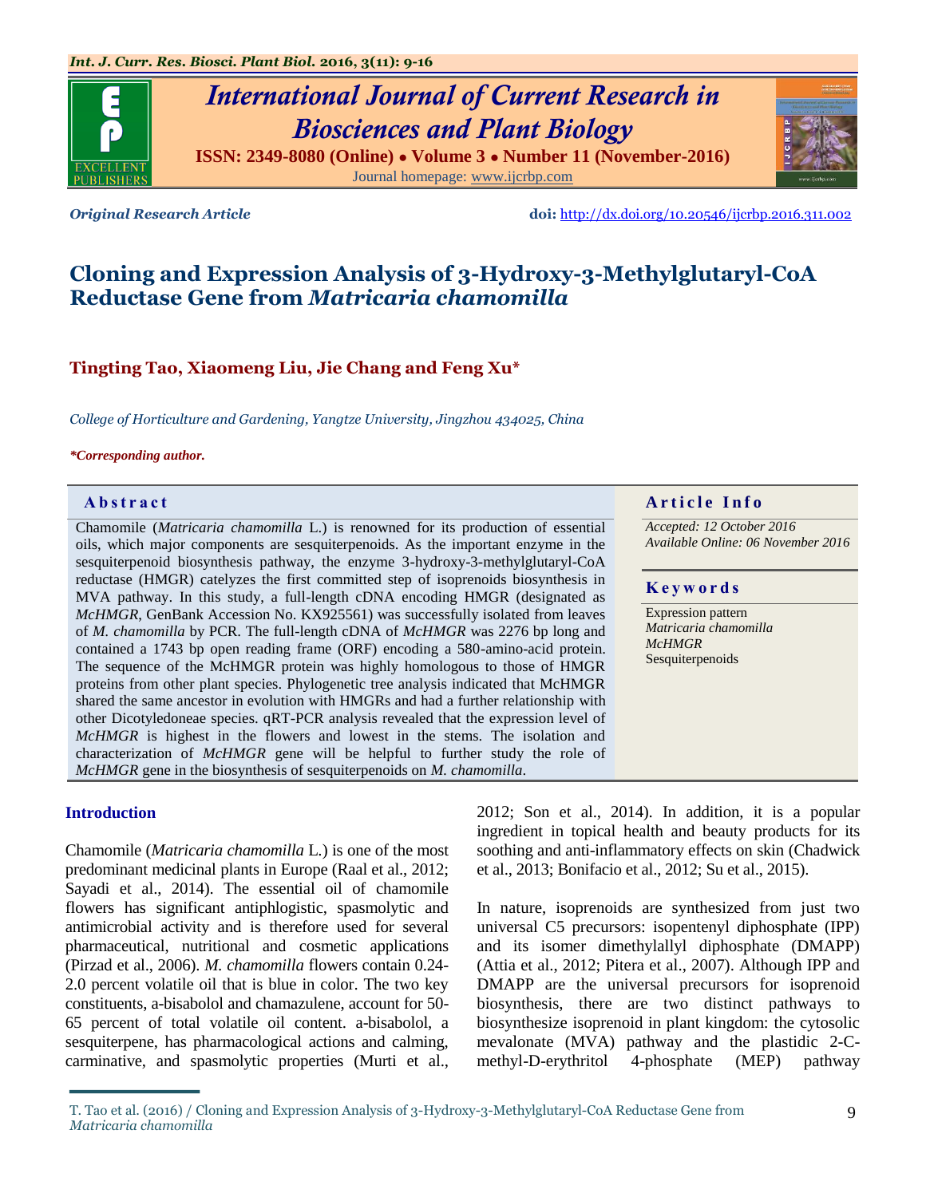*Original Research Article*

**doi:** http://dx.doi.org/10.20546/ijcrbp.2016.311.002

# Cloning and Expression Analysis of 3-Hydroxy-3-Methylglutaryl-CoA Reductase Gene from *Matricaria chamomilla*

**Tingting Tao, Xiaomeng Liu, Jie Chang and Feng Xu***

*College of Horticulture and Gardening, Yangtze University, Jingzhou 434025, China*

***Corresponding author.**

## Abstract

Chamomile (*Matricaria chamomilla* L.) is renowned for its production of essential oils, which major components are sesquiterpenoids. As the important enzyme in the sesquiterpenoid biosynthesis pathway, the enzyme 3-hydroxy-3-methylglutaryl-CoA reductase (HMGR) catelyzes the first committed step of isoprenoids biosynthesis in MVA pathway. In this study, a full-length cDNA encoding HMGR (designated as *McHMGR*, GenBank Accession No. KX925561) was successfully isolated from leaves of *M. chamomilla* by PCR. The full-length cDNA of *McHMGR* was 2276 bp long and contained a 1743 bp open reading frame (ORF) encoding a 580-amino-acid protein. The sequence of the McHMGR protein was highly homologous to those of HMGR proteins from other plant species. Phylogenetic tree analysis indicated that McHMGR shared the same ancestor in evolution with HMGRs and had a further relationship with other Dicotyledoneae species. qRT-PCR analysis revealed that the expression level of *McHMGR* is highest in the flowers and lowest in the stems. The isolation and characterization of *McHMGR* gene will be helpful to further study the role of *McHMGR* gene in the biosynthesis of sesquiterpenoids on *M. chamomilla*.

## Article Info

*Accepted: 12 October 2016*
*Available Online: 06 November 2016*

## Keywords

Expression pattern
*Matricaria chamomilla*
*McHMGR*
Sesquiterpenoids

## Introduction

Chamomile (*Matricaria chamomilla* L.) is one of the most predominant medicinal plants in Europe (Raal et al., 2012; Sayadi et al., 2014). The essential oil of chamomile flowers has significant antiphlogistic, spasmolytic and antimicrobial activity and is therefore used for several pharmaceutical, nutritional and cosmetic applications (Pirzad et al., 2006). *M. chamomilla* flowers contain 0.24-2.0 percent volatile oil that is blue in color. The two key constituents, a-bisabolol and chamazulene, account for 50-65 percent of total volatile oil content. a-bisabolol, a sesquiterpene, has pharmacological actions and calming, carminative, and spasmolytic properties (Murti et al., 2012; Son et al., 2014). In addition, it is a popular ingredient in topical health and beauty products for its soothing and anti-inflammatory effects on skin (Chadwick et al., 2013; Bonifacio et al., 2012; Su et al., 2015).

In nature, isoprenoids are synthesized from just two universal C5 precursors: isopentenyl diphosphate (IPP) and its isomer dimethylallyl diphosphate (DMAPP) (Attia et al., 2012; Pitera et al., 2007). Although IPP and DMAPP are the universal precursors for isoprenoid biosynthesis, there are two distinct pathways to biosynthesize isoprenoid in plant kingdom: the cytosolic mevalonate (MVA) pathway and the plastidic 2-C-methyl-D-erythritol 4-phosphate (MEP) pathway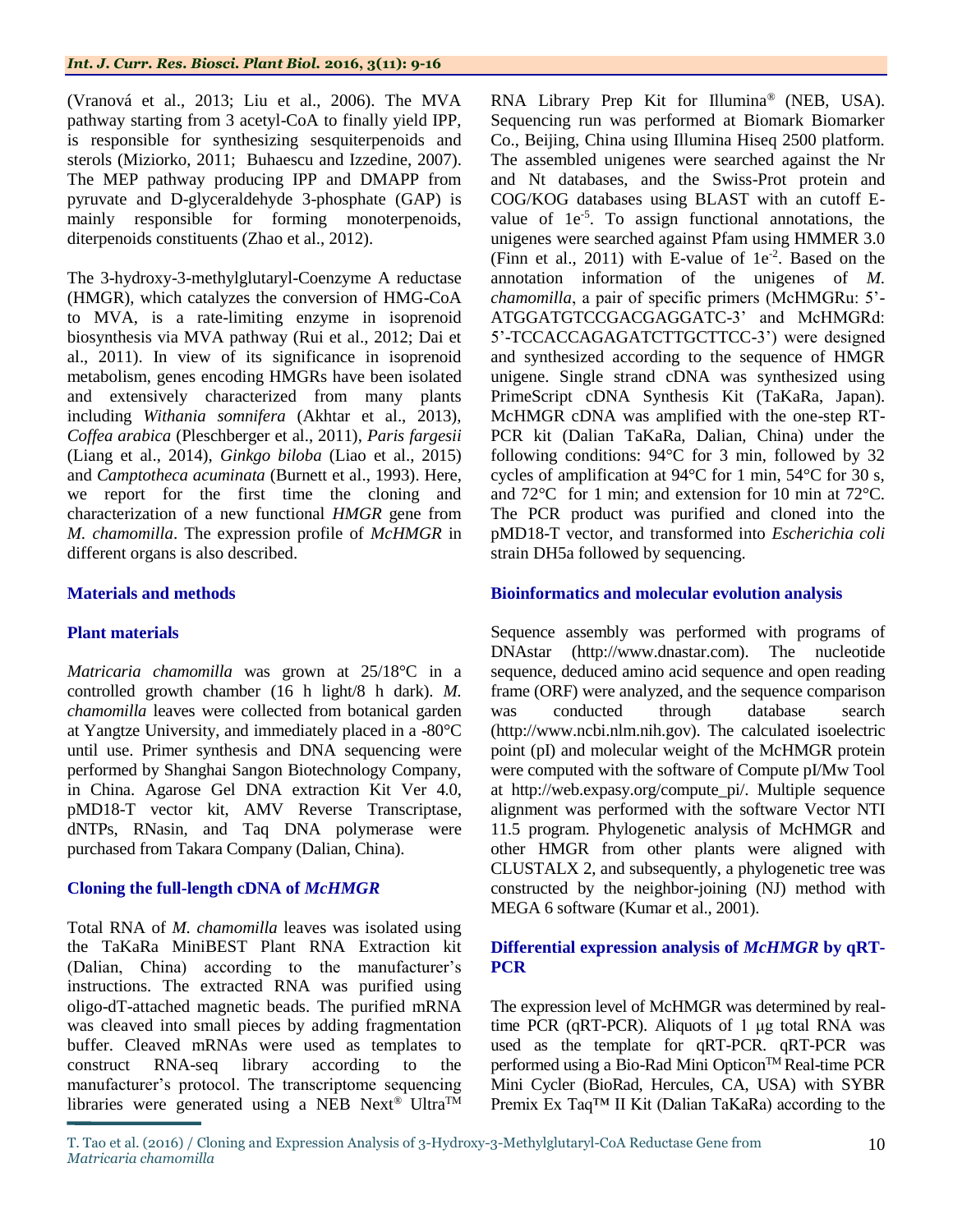(Vranová et al., 2013; Liu et al., 2006). The MVA pathway starting from 3 acetyl-CoA to finally yield IPP, is responsible for synthesizing sesquiterpenoids and sterols (Miziorko, 2011; Buhaescu and Izzedine, 2007). The MEP pathway producing IPP and DMAPP from pyruvate and D-glyceraldehyde 3-phosphate (GAP) is mainly responsible for forming monoterpenoids, diterpenoids constituents (Zhao et al., 2012).

The 3-hydroxy-3-methylglutaryl-Coenzyme A reductase (HMGR), which catalyzes the conversion of HMG-CoA to MVA, is a rate-limiting enzyme in isoprenoid biosynthesis via MVA pathway (Rui et al., 2012; Dai et al., 2011). In view of its significance in isoprenoid metabolism, genes encoding HMGRs have been isolated and extensively characterized from many plants including *Withania somnifera* (Akhtar et al., 2013), *Coffea arabica* (Pleschberger et al., 2011), *Paris fargesii* (Liang et al., 2014), *Ginkgo biloba* (Liao et al., 2015) and *Camptotheca acuminata* (Burnett et al., 1993). Here, we report for the first time the cloning and characterization of a new functional *HMGR* gene from *M. chamomilla*. The expression profile of *McHMGR* in different organs is also described.

## Materials and methods

### Plant materials

*Matricaria chamomilla* was grown at 25/18°C in a controlled growth chamber (16 h light/8 h dark). *M. chamomilla* leaves were collected from botanical garden at Yangtze University, and immediately placed in a -80°C until use. Primer synthesis and DNA sequencing were performed by Shanghai Sangon Biotechnology Company, in China. Agarose Gel DNA extraction Kit Ver 4.0, pMD18-T vector kit, AMV Reverse Transcriptase, dNTPs, RNasin, and Taq DNA polymerase were purchased from Takara Company (Dalian, China).

### Cloning the full-length cDNA of *McHMGR*

Total RNA of *M. chamomilla* leaves was isolated using the TaKaRa MiniBEST Plant RNA Extraction kit (Dalian, China) according to the manufacturer's instructions. The extracted RNA was purified using oligo-dT-attached magnetic beads. The purified mRNA was cleaved into small pieces by adding fragmentation buffer. Cleaved mRNAs were used as templates to construct RNA-seq library according to the manufacturer's protocol. The transcriptome sequencing libraries were generated using a NEB Next® Ultra™ RNA Library Prep Kit for Illumina® (NEB, USA). Sequencing run was performed at Biomark Biomarker Co., Beijing, China using Illumina Hiseq 2500 platform. The assembled unigenes were searched against the Nr and Nt databases, and the Swiss-Prot protein and COG/KOG databases using BLAST with an cutoff E-value of $1e^{-5}$. To assign functional annotations, the unigenes were searched against Pfam using HMMER 3.0 (Finn et al., 2011) with E-value of $1e^{-2}$. Based on the annotation information of the unigenes of *M. chamomilla*, a pair of specific primers (McHMGRu: 5'-ATGGATGTCCGACGAGGATC-3' and McHMGRd: 5'-TCCACCAGAGATCTTGCTTCC-3') were designed and synthesized according to the sequence of HMGR unigene. Single strand cDNA was synthesized using PrimeScript cDNA Synthesis Kit (TaKaRa, Japan). McHMGR cDNA was amplified with the one-step RT-PCR kit (Dalian TaKaRa, Dalian, China) under the following conditions: 94°C for 3 min, followed by 32 cycles of amplification at 94°C for 1 min, 54°C for 30 s, and 72°C for 1 min; and extension for 10 min at 72°C. The PCR product was purified and cloned into the pMD18-T vector, and transformed into *Escherichia coli* strain DH5a followed by sequencing.

### Bioinformatics and molecular evolution analysis

Sequence assembly was performed with programs of DNAstar (http://www.dnastar.com). The nucleotide sequence, deduced amino acid sequence and open reading frame (ORF) were analyzed, and the sequence comparison was conducted through database search (http://www.ncbi.nlm.nih.gov). The calculated isoelectric point (pI) and molecular weight of the McHMGR protein were computed with the software of Compute pI/Mw Tool at http://web.expasy.org/compute_pi/. Multiple sequence alignment was performed with the software Vector NTI 11.5 program. Phylogenetic analysis of McHMGR and other HMGR from other plants were aligned with CLUSTALX 2, and subsequently, a phylogenetic tree was constructed by the neighbor-joining (NJ) method with MEGA 6 software (Kumar et al., 2001).

### Differential expression analysis of *McHMGR* by qRT-PCR

The expression level of McHMGR was determined by real-time PCR (qRT-PCR). Aliquots of 1 µg total RNA was used as the template for qRT-PCR. qRT-PCR was performed using a Bio-Rad Mini Opticon™ Real-time PCR Mini Cycler (BioRad, Hercules, CA, USA) with SYBR Premix Ex Taq™ II Kit (Dalian TaKaRa) according to the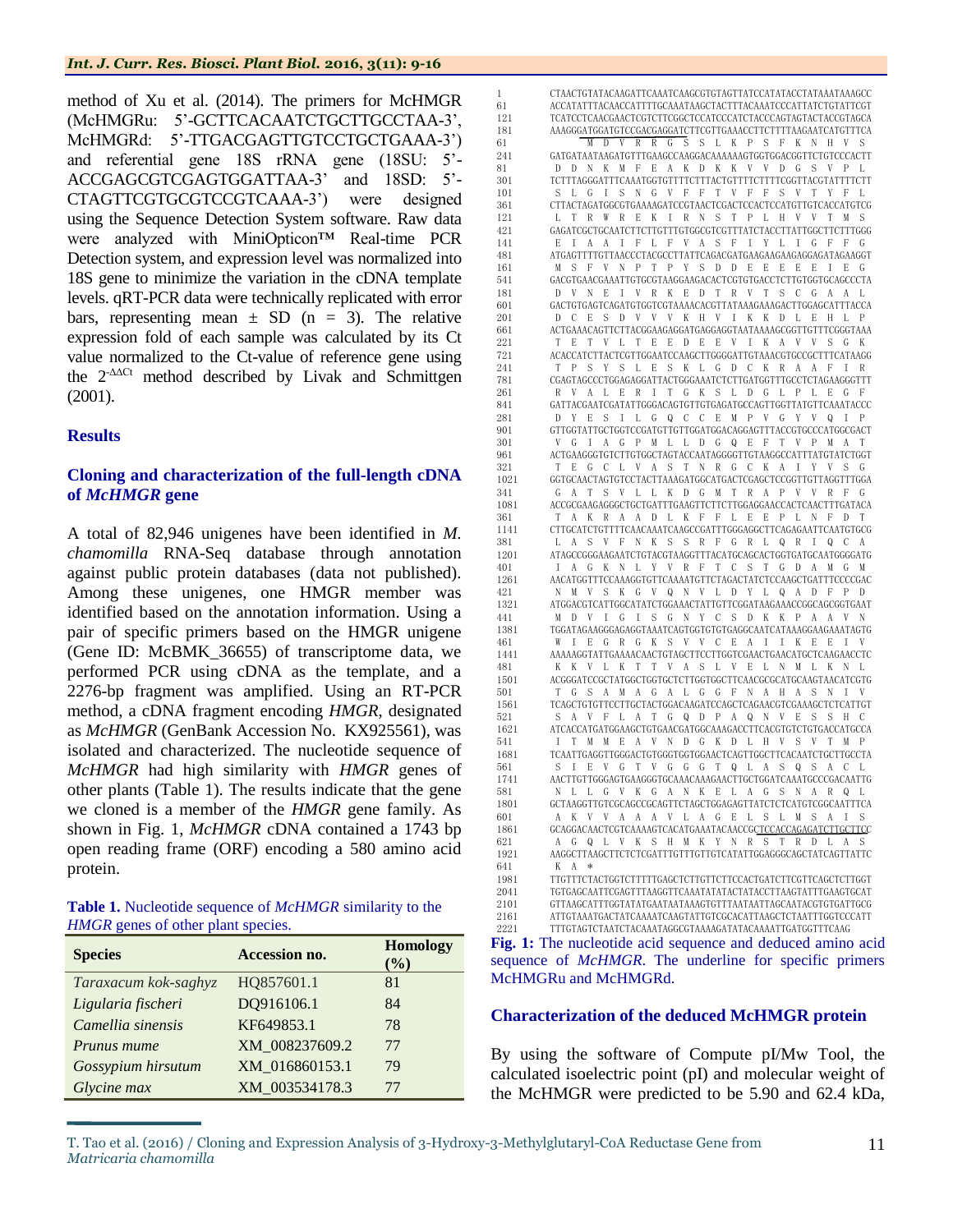method of Xu et al. (2014). The primers for McHMGR (McHMGRu: 5'-GCTTCACAATCTGCTTGCCTAA-3', McHMGRd: 5'-TTGACGAGTTGTCCTGCTGAAA-3') and referential gene 18S rRNA gene (18SU: 5'-ACCGAGCGTCGAGTGGATTAA-3' and 18SD: 5'-CTAGTTCGTGCGTCCGTCAAA-3') were designed using the Sequence Detection System software. Raw data were analyzed with MiniOpticon™ Real-time PCR Detection system, and expression level was normalized into 18S gene to minimize the variation in the cDNA template levels. qRT-PCR data were technically replicated with error bars, representing mean ± SD (n = 3). The relative expression fold of each sample was calculated by its Ct value normalized to the Ct-value of reference gene using the $2^{-\Delta\Delta Ct}$ method described by Livak and Schmittgen (2001).

## Results

### Cloning and characterization of the full-length cDNA of *McHMGR* gene

A total of 82,946 unigenes have been identified in *M. chamomilla* RNA-Seq database through annotation against public protein databases (data not published). Among these unigenes, one HMGR member was identified based on the annotation information. Using a pair of specific primers based on the HMGR unigene (Gene ID: McBMK_36655) of transcriptome data, we performed PCR using cDNA as the template, and a 2276-bp fragment was amplified. Using an RT-PCR method, a cDNA fragment encoding *HMGR*, designated as *McHMGR* (GenBank Accession No. KX925561), was isolated and characterized. The nucleotide sequence of *McHMGR* had high similarity with *HMGR* genes of other plants (Table 1). The results indicate that the gene we cloned is a member of the *HMGR* gene family. As shown in Fig. 1, *McHMGR* cDNA contained a 1743 bp open reading frame (ORF) encoding a 580 amino acid protein.

**Table 1.** Nucleotide sequence of *McHMGR* similarity to the *HMGR* genes of other plant species.

| Species | Accession no. | Homology (%) |
|---|---|---|
| *Taraxacum kok-saghyz* | HQ857601.1 | 81 |
| *Ligularia fischeri* | DQ916106.1 | 84 |
| *Camellia sinensis* | KF649853.1 | 78 |
| *Prunus mume* | XM_008237609.2 | 77 |
| *Gossypium hirsutum* | XM_016860153.1 | 79 |
| *Glycine max* | XM_003534178.3 | 77 |

```
1     CTAACTGTATACAAGATTCAAATCAAGCGTGTAGTTATCCATATACCTATAAATAAAGCC
61    ACCATATTTACAACCATTTTGCAAATAAGCTACTTTACAAATCCCATTATCTGTATTCGT
121   TCATCCTCAACGAACTCGTCTTCGGCTCCATCCCATCTACCCAGTAGTACTACCGTAGCA
181   AAAGGGATGGATGTCCGACGAGGATCTTCGTTGAAACCTTCTTTTAAGAATCATGTTTCA
61          M  D  V  R  R  G  S  S  L  K  P  S  F  K  N  H  V  S
241   GATGATAATAAGATGTTTGAAGCCAAGGACAAAAAAGTGGTGGACGGTTCTGTCCCACTT
81     D  D  N  K  M  F  E  A  K  D  K  K  V  V  D  G  S  V  P  L
301   TCTTTAGGGATTTCAAATGGTGTTTTCTTTACTGTTTTCTTTTCGGTTACGTATTTTCTT
101    S  L  G  I  S  N  G  V  F  F  T  V  F  F  S  V  T  Y  F  L
361   CTTACTAGATGGCGTGAAAAGATCCGTAACTCGACTCCACTCCATGTTGTCACCATGTCG
121    L  T  R  W  R  E  K  I  R  N  S  T  P  L  H  V  V  T  M  S
421   GAGATCGCTGCAATCTTCTTGTTTGTGGCGTCGTTTATCTACCTTATTGGCTTCTTTGGG
141    E  I  A  A  I  F  L  F  V  A  S  F  I  Y  L  I  G  F  F  G
481   ATGAGTTTTGTTAACCCTACGCCTTATTCAGACGATGAAGAAGAAGAGGAGATAGAAGGT
161    M  S  F  V  N  P  T  P  Y  S  D  D  E  E  E  E  E  I  E  G
541   GACGTGAACGAAATTGTGCGTAAGGAAGACACTCGTGTGACCTCTTGTGGTGCAGCCCTA
181    D  V  N  E  I  V  R  K  E  D  T  R  V  T  S  C  G  A  A  L
601   GACTGTGAGTCAGATGTGGTCGTAAAACACGTTATAAAGAAAGACTTGGAGCATTTACCA
201    D  C  E  S  D  V  V  V  K  H  V  I  K  K  D  L  E  H  L  P
661   ACTGAAACAGTTCTTACGGAAGAGGATGAGGAGGTAATAAAAGCGGTTGTTTCGGGTAAA
221    T  E  T  V  L  T  E  E  D  E  E  V  I  K  A  V  V  S  G  K
721   ACACCATCTTACTCGTTGGAATCCAAGCTTGGGGATTGTAAACGTGCCGCTTTCATAAGG
241    T  P  S  Y  S  L  E  S  K  L  G  D  C  K  R  A  A  F  I  R
781   CGAGTAGCCCTGGAGAGGATTACTGGGAAATCTCTTGATGGTTTGCCTCTAGAAGGGTTT
261    R  V  A  L  E  R  I  T  G  K  S  L  D  G  L  P  L  E  G  F
841   GATTACGAATCGATATTGGGACAGTGTTGTGAGATGCCAGTTGGTTATGTTCAAATACCC
281    D  Y  E  S  I  L  G  Q  C  C  E  M  P  V  G  Y  V  Q  I  P
901   GTTGGTATTGCTGGTCCGATGTTGTTGGATGGACAGGAGTTTACCGTGCCCATGGCGACT
301    V  G  I  A  G  P  M  L  L  D  G  Q  E  F  T  V  P  M  A  T
961   ACTGAAGGGTGTCTTGTGGCTAGTACCAATAGGGGTTGTAAGGCCATTTATGTATCTGGT
321    T  E  G  C  L  V  A  S  T  N  R  G  C  K  A  I  Y  V  S  G
1021  GGTGCAACTAGTGTCCTACTTAAAGATGGCATGACTCGAGCTCCGGTTGTTAGGTTTGGA
341    G  A  T  S  V  L  L  K  D  G  M  T  R  A  P  V  V  R  F  G
1081  ACCGCGAAGAGGGCTGCTGATTTGAAGTTCTTCTTGGAGGAACCACTCAACTTTGATACA
361    T  A  K  R  A  A  D  L  K  F  F  L  E  E  P  L  N  F  D  T
1141  CTTGCATCTGTTTTCAACAAATCAAGCCGATTTGGGAGGCTTCAGAGAATTCAATGTGCG
381    L  A  S  V  F  N  K  S  S  R  F  G  R  L  Q  R  I  Q  C  A
1201  ATAGCCGGGAAGAATCTGTACGTAAGGTTTACATGCAGCACTGGTGATGCAATGGGGATG
401    I  A  G  K  N  L  Y  V  R  F  T  C  S  T  G  D  A  M  G  M
1261  AACATGGTTTCCAAAGGTGTTCAAAATGTTCTAGACTATCTCCAAGCTGATTTCCCCGAC
421    N  M  V  S  K  G  V  Q  N  V  L  D  Y  L  Q  A  D  F  P  D
1321  ATGGACGTCATTGGCATATCTGGAAACTATTGTTCGGATAAGAAACCGGCAGCGGTGAAT
441    M  D  V  I  G  I  S  G  N  Y  C  S  D  K  K  P  A  A  V  N
1381  TGGATAGAAGGGAGAGGTAAATCAGTGGTGTGTGAGGCAATCATAAAGGAAGAAATAGTG
461    W  I  E  G  R  G  K  S  V  V  C  E  A  I  I  K  E  E  I  V
1441  AAAAAGGTATTGAAAACAACTGTAGCTTCCTTGGTCGAACTGAACATGCTCAAGAACCTC
481    K  K  V  L  K  T  T  V  A  S  L  V  E  L  N  M  L  K  N  L
1501  ACGGGATCCGCTATGGCTGGTGCTCTTGGTGGCTTCAACGCGCATGCAAGTAACATCGTG
501    T  G  S  A  M  A  G  A  L  G  G  F  N  A  H  A  S  N  I  V
1561  TCAGCTGTGTTCCTTGCTACTGGACAAGATCCAGCTCAGAACGTCGAAAGCTCTCATTGT
521    S  A  V  F  L  A  T  G  Q  D  P  A  Q  N  V  E  S  S  H  C
1621  ATCACCATGATGGAAGCTGTGAACGATGGCAAAGACCTTCACGTGTCTGTGACCATGCCA
541    I  T  M  M  E  A  V  N  D  G  K  D  L  H  V  S  V  T  M  P
1681  TCAATTGAGGTTGGGACTGTGGGTGGTGGAACTCAGTTGGCTTCACAATCTGCTTGCCTA
561    S  I  E  V  G  T  V  G  G  G  T  Q  L  A  S  Q  S  A  C  L
1741  AACTTGTTGGGAGTGAAGGGTGCAAACAAAGAACTTGCTGGATCAAATGCCCGACAATTG
581    N  L  L  G  V  K  G  A  N  K  E  L  A  G  S  N  A  R  Q  L
1801  GCTAAGGTTGTCGCAGCCGCAGTTCTAGCTGGAGAGTTATCTCTCATGTCGGCAATTTCA
601    A  K  V  V  A  A  A  V  L  A  G  E  L  S  L  M  S  A  I  S
1861  GCAGGACAACTCGTCAAAAGTCACATGAAATACAACCGCTCCACCAGAGATCTTGCTTCC
621    A  G  Q  L  V  K  S  H  M  K  Y  N  R  S  T  R  D  L  A  S
1921  AAGGCTTAAGCTTCTCTCGATTTGTTTGTTGTCATATTGGAGGGCAGCTATCAGTTATTC
641    K  A  *
1981  TTGTTTCTACTGGTCTTTTTGAGCTCTTGTTCTTCCACTGATCTTCGTTCAGCTCTTGGT
2041  TGTGAGCAATTCGAGTTTAAGGTTCAAATATATACTATACCTTAAGTATTTGAAGTGCAT
2101  GTTAAGCATTTGGTATATGAATAATAAAGTGTTTAATAATTAGCAATACGTGTGATTGCG
2161  ATTGTAAATGACTATCAAAATCAAGTATTGTCGCACATTAAGCTCTAATTTGGTCCCATT
2221  TTTGTAGTCTAATCTACAAATAGGCGTAAAAGATATACAAAATTGATGGTTTCAAG
```

**Fig. 1:** The nucleotide acid sequence and deduced amino acid sequence of *McHMGR*. The underline for specific primers McHMGRu and McHMGRd.

### Characterization of the deduced McHMGR protein

By using the software of Compute pI/Mw Tool, the calculated isoelectric point (pI) and molecular weight of the McHMGR were predicted to be 5.90 and 62.4 kDa,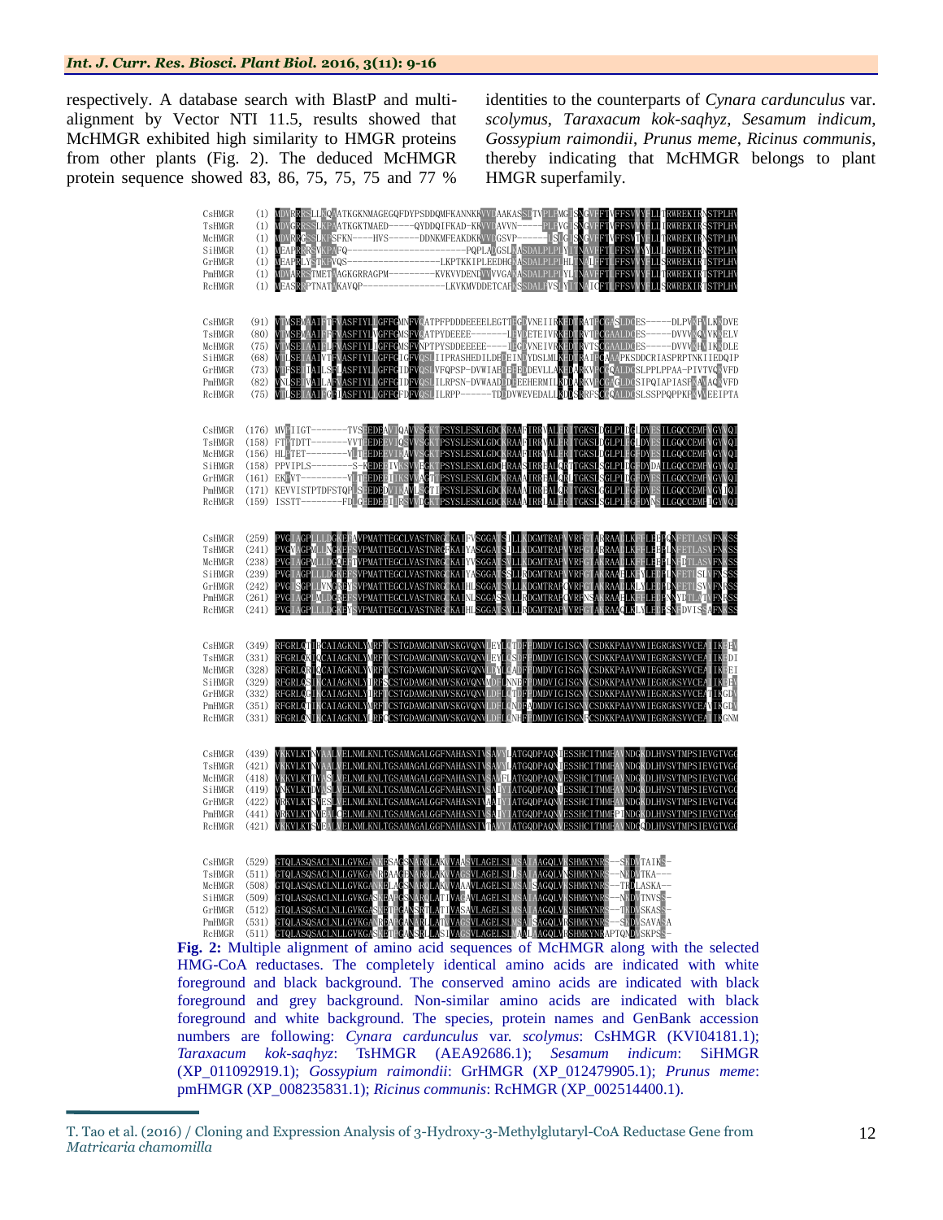respectively. A database search with BlastP and multi-alignment by Vector NTI 11.5, results showed that McHMGR exhibited high similarity to HMGR proteins from other plants (Fig. 2). The deduced McHMGR protein sequence showed 83, 86, 75, 75, 75 and 77 % identities to the counterparts of *Cynara cardunculus* var. *scolymus*, *Taraxacum kok-saqhyz*, *Sesamum indicum*, *Gossypium raimondii*, *Prunus meme*, *Ricinus communis*, thereby indicating that McHMGR belongs to plant HMGR superfamily.

```
CsHMGR   (1) MDVRRRSLLKQATKGKNMAGEGQFDYPSDDQMFKANNKKVVIAAKASSLTVPLPMGLSNGVFFTVFFSVVYFLLIRWREKIRNSTPLHV
TsHMGR   (1) MDVGRSSLKPAATKGKTMAED-----QYDDQIFKAD-KKVVIAVVN-----PLPVGLSNGVFFTVFFSVVYFLLIRWREKIRSSTPLHV
McHMGR   (1) MDVRRGSSLKISFKN----HVS------DDNKMFEAKDKKVVTGSVP------LSLGLSNGVFFTVFFSVTYFLLIRWREKIRNSTPLHV
SiHMGR   (1) MEAPRRRSVKPAFQ----------------------PQPLAAGSLKASDALPLPLYLTNAVFFTLFFSVAYFLLIRWREKIRNSTPLHV
GrHMGR   (1) MEAPKLYSKKPVQS-------------------LKPTKKIPLEEDHQASDALPLPLHLTNAIFFTLFFSVVYFLLSRWREKIRTSTPLHV
PmHMGR   (1) MDVARRSTMETKAGKGRRAGPM---------KVKVVDENDVVVGAASDALPLPLYLTNAVFFTLFFSVVYFLLTRWREKIRTSTPLHV
RcHMGR   (1) MEASRRPTNATKAKVQP---------------LKVKMVDDETCAPKSDALPVSLYLTNAIGFTLFFSVVYFLLSRWREKIRTSTPLHV

CsHMGR  (91) VTMSEMAAIFYFVASFIYLLGFFGMNFVKATPFPDDDEEEELEGTTEGEVNEIIRKEDTRATPCGASLDCES-----DLPVAPVLKKDVE
TsHMGR  (80) VTMSEMAAIFYFVASFIYLLGFFGMSFVKATPYDEEEE-------LEVETEIVRKEDTRVTPCGAALDCES-----DVVVAQVVKKELV
McHMGR  (75) VTMSEIAAIFYFVASFIYLLGFFGMSFVNPTPYSDDEEEEE----IEGEVNEIVRKEDTRVTSCGAALDCES-----DVVVNHVIKKDLE
SiHMGR  (68) VTLSEIAAIVTFVASFIYLLGFFGIGFVQSIIPRASHEDILDEEEINTYDSLMLKEDTRAIPCAAAPKSDDCRIASPRPTNKIIEDQIP
GrHMGR  (73) VTLFSEIAAILSFIASFIYLLGFFGIDFVQSLVFQPSP-DVWIAEEEEIDEVLLAKEDARKVPCGQALDCSLPPLPPAA-PIVTVQKVFD
PmHMGR  (82) VNLSEIVAILAFVASFIYLLGFFGIDFVQSLILRPSN-DVWAADDDEEHERMILKDDARKVPCGAGLDCSIPQIAPIASPAAVAQKVFD
RcHMGR  (75) VTLSEIAAIFGFIASFIYLLGFFGFDFVQSLILRPP------TDDVWEVEDALINDDSRRFSCGQALDCSLSSPPQPPKPAVVEEIPTA

CsHMGR (176) MVPIIGT-------TVSEEDEAVIQAVVSGKIPSYSLESKLGDCKRAAFIRRVALERITGKSLEGLPLEGLDYESILGQCCEMPVGYVQI
TsHMGR (158) FTPTDTT-------VVTEEDEEVIQSVVSGKIPSYSLESKLGDCKRAAFIRRVALERITGKSLDGLPLEGFDYESILGQCCEMPVGYVQI
McHMGR (156) HLPTET--------VLTEEDEEVIRAVVSGKIPSYSLESKLGDCKRAAFIRRVALERITGKSLEGLPLEGFDYESILGQCCEMPVGYVQI
SiHMGR (158) PPVIPLS---------S-KEDEEIVKSVVEGKIPSYSLESKLGDCHRAASIRREALQRITGKSLSGLPLEGFDYDAILGQCCEMPVGYVQI
GrHMGR (161) EKPVT---------VLTEEDEEIIKSVVAGTIPSYSLESKLGDCKRAAAIRREALQRLTGKSLSGLPLEGFDYESILGQCCEMPVGYIQI
PmHMGR (171) KEVVISTPTDFSTQPRSEEDEEVIKAVLSGTIPSYSLESKLGDCKRAAAIRREALQRITGKSLCGLPLEGFDYESILGQCCEMPVGYIQI
RcHMGR (159) ISSTT--------FDNGEEDEEIIRSVVDGKIPSYSLESKLGDCKRAAAIRREALERITGKSLSGLPLEGFDYNSILGQCCEMPIGYVQI

CsHMGR (259) PVGIAGPLLLDGKEFAVPMATTEGCLVASTNRGCKAIFVSGGATSILLKDGMTRAPVVRFGTARRAADLKFFLEEPQNFETLASVFNKSS
TsHMGR (241) PVGVAGPMLLNGKEFSVPMATTEGCLVASTNRGCKAIYASGGATSILLKDGMTRAPVVRFGTARRAADLKFFLEEPLNFETLASVFNKSS
McHMGR (238) PVGIAGPMLLDGQEFTVPMATTEGCLVASTNRGCKAIYVSGGATSVLLKDGMTRAPVVRFGTAKRAADLKFFLEEPLNFDTLASVFNKSS
SiHMGR (239) PVGIAGPLLLDGKEFSVPMATTEGCLVASTNRGCKAIYASGGATSSLLRDGMTRAPVVRFGTAKRAAELKFYLEDPLNFETLSLVFNSSS
GrHMGR (242) PVGISGPLLVNGREYSVPMATTEGCLVASTNRGCKAIHLSGGATSVLLRDGMTRAPCVRFGTAKRAADLKLYLEDPINFETLSVVFNRSS
PmHMGR (261) PVGIAGPLLLDGREFSVPMATTEGCLVASTNRGCKAINLSGGASSVLLRDGMTRAPCVRFNSAKRAAELKFFLEDPNNYDTLATVFNRSS
RcHMGR (241) PVGIAGPLLLDGKEYSVPMATTEGCLVASTNRGCKAIHLSGGATSVLLRDGMTRAPVVRFGTAKRAAQLKLYLEDPSNFDVISSAFNKSS

CsHMGR (349) RFGRLQTIKCAIAGKNLYMRFTCSTGDAMGMNMVSKGVQNVLEYLQTDFPDMDVIGISGNYCSDKKPAAVNWIEGRGKSVVCEAIIKEEV
TsHMGR (331) RFGRLQKIKCAIAGKNLYMRFTCSTGDAMGMNMVSKGVQNVLEYLQSDFPDMDVIGISGNYCSDKKPAAVNWIEGRGKSVVCEAIIKEDI
McHMGR (328) RFGRLQRIKCAIAGKNLYMRFTCSTGDAMGMNMVSKGVQNVLDYLQADFPDMDVIGISGNYCSDKKPAAVNWIEGRGKSVVCEAIIKEEI
SiHMGR (329) RFGRLQSIKCAIAGKNLYIRFSCSTGDAMGMNMVSKGVQNVMDFLNNEFPDMDVIGISGNYCSDKKPAAVNWIEGRGKSVVCEAIIKEEV
GrHMGR (332) RFGRLQGIKCAIAGKNLYIRFTCSTGDAMGMNMVSKGVQNVLDFLQTDFPDMDVIGISGNYCSDKKPAAVNWIEGRGKSVVCEAIIKGDV
PmHMGR (351) RFGRLQCIKCAIAGKNLYMRFTCSTGDAMGMNMVSKGVQNVLDFLQNDFADMDVIGISGNYCSDKKPAAVNWIEGRGKSVVCEAVIKGDV
RcHMGR (331) RFGRLQNIKCAIAGKNLYLRFSCSTGDAMGMNMVSKGVQNVLDFLQNHFPDMDVIGISGNFCSDKKPAAVNWIEGRGKSVVCEAIIKGNM

CsHMGR (439) VKKVLKTNVAALVELNMLKNLTGSAMAGALGGFNAHASNIVSAVYLATGQDPAQNIESSHCITMMEAVNDGKDLHVSVTMPSIEVGTVGG
TsHMGR (421) VKKVLKTNVAALVELNMLKNLTGSAMAGALGGFNAHASNIVSAVYLATGQDPAQNIESSHCITMMEAVNDGKDLHVSVTMPSIEVGTVGG
McHMGR (418) VKKVLKTTVASLVELNMLKNLTGSAMAGALGGFNAHASNIVSAVFLATGQDPAQNVESSHCITMMEAVNDGKDLHVSVTMPSIEVGTVGG
SiHMGR (419) VNKVLKTDVASLVELNMLKNLTGSAMAGALGGFNAHASNIVSAIYIATGQDPAQNIESSHCITMMEAVNDGKDLHVSVTMPSIEVGTVGG
GrHMGR (422) VKKVLKTSVESLVELNMLKNLTGSAMAGALGGFNAHASNIVAAIYIATGQDPAQNVESSHCITMMEAVNDGKDLHVSVTMPSIEVGTVGG
PmHMGR (441) VKKVLKTNVEALCELNMLKNLTGSAMAGALGGFNAHASNIVSAIYIATGQDPAQNVESSHCITMMEPINDGKDLHVSVTMPSIEVGTVGG
RcHMGR (421) VKKVLKTSVEALVELNMLKNLTGSAMAGALGGFNAHASNIVTAVYIATGQDPAQNVESSHCITMMEAVNDGQDLHVSVTMPSIEVGTVGG

CsHMGR (529) GTQLASQSACLNLLGVKGANKESAGSNARQLARVVAASVLAGELSLMSAIAAGQLVKSHMKYNRS--SKDVTAIKS-
TsHMGR (511) GTQLASQSACLNLLGVKGANREAAGENARQLAKVVAGSVLAGELSLLSAIAAGQLVKSHMKYNRS--NKDVTKA---
McHMGR (508) GTQLASQSACLNLLGVKGANKEAPGSNARQLARVVAAVVLAGELSLMSAISAGQLVKSHMKYNRS--TKDLASKA--
SiHMGR (509) GTQLASQSACLNLLGVKGASKEAPGSNARLLATIVAGAVLAGELSLMSAISAGQLVKSHMKYNRS--NKDVTNVSS-
GrHMGR (512) GTQLASQSACLNLLGVKGASKETPGANSRLLATIVAGSVLAGELSLMSAIAAGQLVKSHMKYNRS--TKDVSKASS-
PmHMGR (531) GTQLASQSACLNLLGVKGANREAPGANARLLATIVAGSVLAGELSLMSAISAGQLVKSHMKYNRS--SKDVSAVASA
RcHMGR (511) GTQLASQSACLNLLGVKGASKETPGANSRLLASIVAGSVLAGELSLMAAIAAGQLVRSHMKYNRAPTQNDVSKPSS-
```

**Fig. 2:** Multiple alignment of amino acid sequences of McHMGR along with the selected HMG-CoA reductases. The completely identical amino acids are indicated with white foreground and black background. The conserved amino acids are indicated with black foreground and grey background. Non-similar amino acids are indicated with black foreground and white background. The species, protein names and GenBank accession numbers are following: *Cynara cardunculus* var. *scolymus*: CsHMGR (KVI04181.1); *Taraxacum kok-saqhyz*: TsHMGR (AEA92686.1); *Sesamum indicum*: SiHMGR (XP_011092919.1); *Gossypium raimondii*: GrHMGR (XP_012479905.1); *Prunus meme*: pmHMGR (XP_008235831.1); *Ricinus communis*: RcHMGR (XP_002514400.1).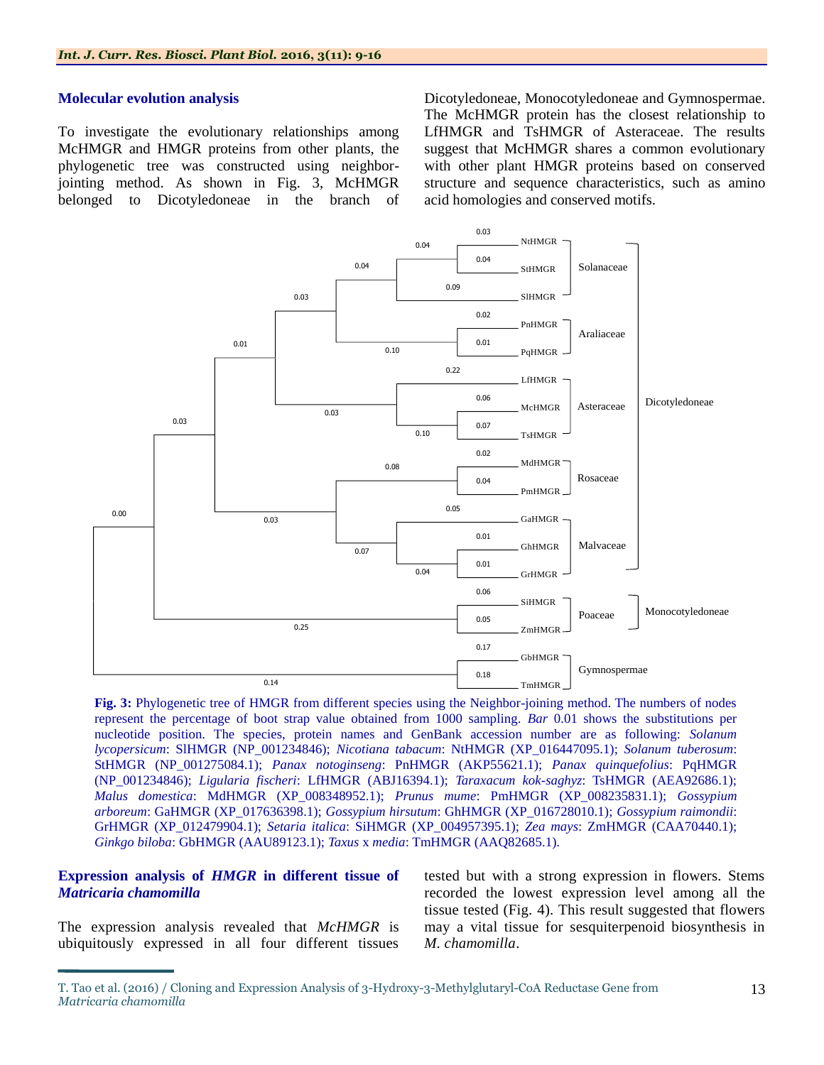### Molecular evolution analysis

To investigate the evolutionary relationships among McHMGR and HMGR proteins from other plants, the phylogenetic tree was constructed using neighbor-jointing method. As shown in Fig. 3, McHMGR belonged to Dicotyledoneae in the branch of Dicotyledoneae, Monocotyledoneae and Gymnospermae. The McHMGR protein has the closest relationship to LfHMGR and TsHMGR of Asteraceae. The results suggest that McHMGR shares a common evolutionary with other plant HMGR proteins based on conserved structure and sequence characteristics, such as amino acid homologies and conserved motifs.

**Fig. 3:** Phylogenetic tree of HMGR from different species using the Neighbor-joining method. The numbers of nodes represent the percentage of boot strap value obtained from 1000 sampling. *Bar* 0.01 shows the substitutions per nucleotide position. The species, protein names and GenBank accession number are as following: *Solanum lycopersicum*: SlHMGR (NP_001234846); *Nicotiana tabacum*: NtHMGR (XP_016447095.1); *Solanum tuberosum*: StHMGR (NP_001275084.1); *Panax notoginseng*: PnHMGR (AKP55621.1); *Panax quinquefolius*: PqHMGR (NP_001234846); *Ligularia fischeri*: LfHMGR (ABJ16394.1); *Taraxacum kok-saghyz*: TsHMGR (AEA92686.1); *Malus domestica*: MdHMGR (XP_008348952.1); *Prunus mume*: PmHMGR (XP_008235831.1); *Gossypium arboreum*: GaHMGR (XP_017636398.1); *Gossypium hirsutum*: GhHMGR (XP_016728010.1); *Gossypium raimondii*: GrHMGR (XP_012479904.1); *Setaria italica*: SiHMGR (XP_004957395.1); *Zea mays*: ZmHMGR (CAA70440.1); *Ginkgo biloba*: GbHMGR (AAU89123.1); *Taxus* x *media*: TmHMGR (AAQ82685.1).

### Expression analysis of *HMGR* in different tissue of *Matricaria chamomilla*

The expression analysis revealed that *McHMGR* is ubiquitously expressed in all four different tissues tested but with a strong expression in flowers. Stems recorded the lowest expression level among all the tissue tested (Fig. 4). This result suggested that flowers may a vital tissue for sesquiterpenoid biosynthesis in *M. chamomilla*.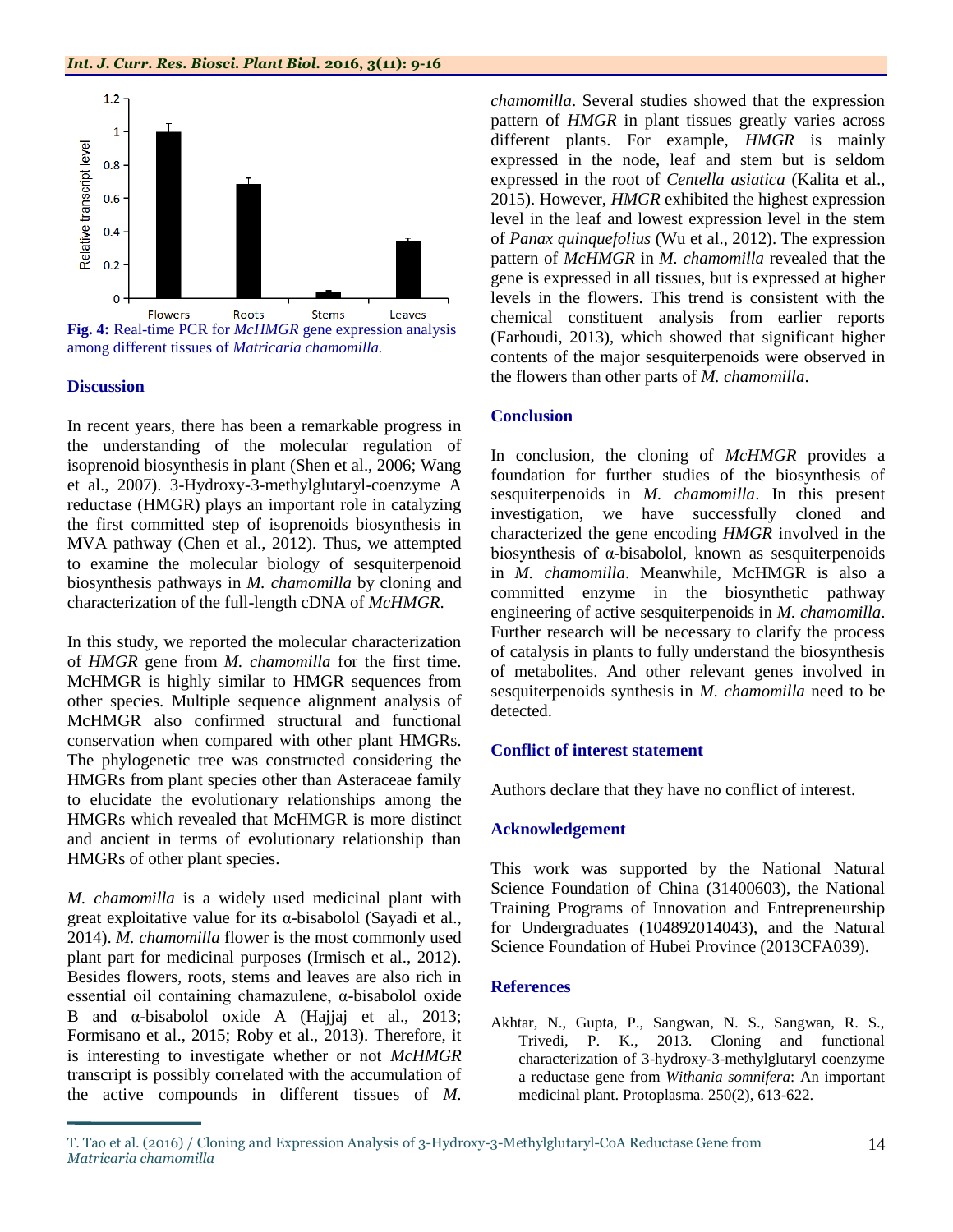Fig. 4: Real-time PCR for *McHMGR* gene expression analysis among different tissues of *Matricaria chamomilla.*

## Discussion

In recent years, there has been a remarkable progress in the understanding of the molecular regulation of isoprenoid biosynthesis in plant (Shen et al., 2006; Wang et al., 2007). 3-Hydroxy-3-methylglutaryl-coenzyme A reductase (HMGR) plays an important role in catalyzing the first committed step of isoprenoids biosynthesis in MVA pathway (Chen et al., 2012). Thus, we attempted to examine the molecular biology of sesquiterpenoid biosynthesis pathways in *M. chamomilla* by cloning and characterization of the full-length cDNA of *McHMGR*.

In this study, we reported the molecular characterization of *HMGR* gene from *M. chamomilla* for the first time. McHMGR is highly similar to HMGR sequences from other species. Multiple sequence alignment analysis of McHMGR also confirmed structural and functional conservation when compared with other plant HMGRs. The phylogenetic tree was constructed considering the HMGRs from plant species other than Asteraceae family to elucidate the evolutionary relationships among the HMGRs which revealed that McHMGR is more distinct and ancient in terms of evolutionary relationship than HMGRs of other plant species.

*M. chamomilla* is a widely used medicinal plant with great exploitative value for its α-bisabolol (Sayadi et al., 2014). *M. chamomilla* flower is the most commonly used plant part for medicinal purposes (Irmisch et al., 2012). Besides flowers, roots, stems and leaves are also rich in essential oil containing chamazulene, α-bisabolol oxide B and α-bisabolol oxide A (Hajjaj et al., 2013; Formisano et al., 2015; Roby et al., 2013). Therefore, it is interesting to investigate whether or not *McHMGR* transcript is possibly correlated with the accumulation of the active compounds in different tissues of *M. chamomilla*. Several studies showed that the expression pattern of *HMGR* in plant tissues greatly varies across different plants. For example, *HMGR* is mainly expressed in the node, leaf and stem but is seldom expressed in the root of *Centella asiatica* (Kalita et al., 2015). However, *HMGR* exhibited the highest expression level in the leaf and lowest expression level in the stem of *Panax quinquefolius* (Wu et al., 2012). The expression pattern of *McHMGR* in *M. chamomilla* revealed that the gene is expressed in all tissues, but is expressed at higher levels in the flowers. This trend is consistent with the chemical constituent analysis from earlier reports (Farhoudi, 2013), which showed that significant higher contents of the major sesquiterpenoids were observed in the flowers than other parts of *M. chamomilla*.

## Conclusion

In conclusion, the cloning of *McHMGR* provides a foundation for further studies of the biosynthesis of sesquiterpenoids in *M. chamomilla*. In this present investigation, we have successfully cloned and characterized the gene encoding *HMGR* involved in the biosynthesis of α-bisabolol, known as sesquiterpenoids in *M. chamomilla*. Meanwhile, McHMGR is also a committed enzyme in the biosynthetic pathway engineering of active sesquiterpenoids in *M. chamomilla*. Further research will be necessary to clarify the process of catalysis in plants to fully understand the biosynthesis of metabolites. And other relevant genes involved in sesquiterpenoids synthesis in *M. chamomilla* need to be detected.

## Conflict of interest statement

Authors declare that they have no conflict of interest.

## Acknowledgement

This work was supported by the National Natural Science Foundation of China (31400603), the National Training Programs of Innovation and Entrepreneurship for Undergraduates (104892014043), and the Natural Science Foundation of Hubei Province (2013CFA039).

## References

Akhtar, N., Gupta, P., Sangwan, N. S., Sangwan, R. S., Trivedi, P. K., 2013. Cloning and functional characterization of 3-hydroxy-3-methylglutaryl coenzyme a reductase gene from *Withania somnifera*: An important medicinal plant. Protoplasma. 250(2), 613-622.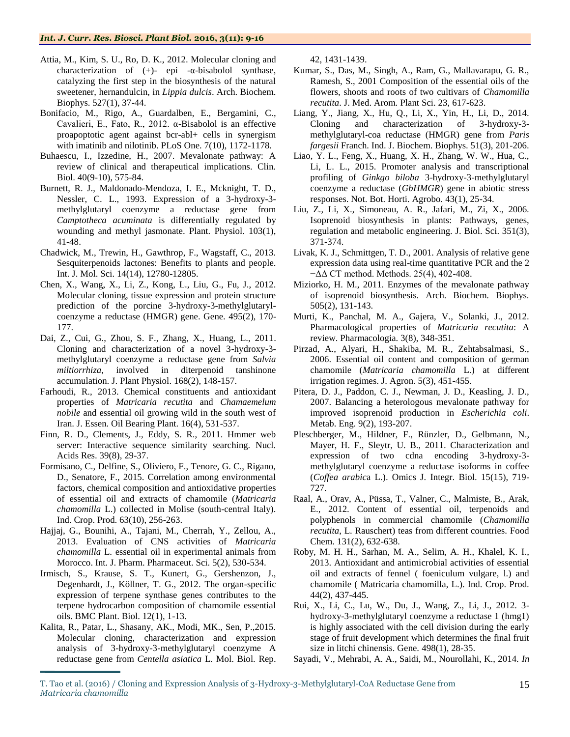Attia, M., Kim, S. U., Ro, D. K., 2012. Molecular cloning and characterization of (+)- epi -α-bisabolol synthase, catalyzing the first step in the biosynthesis of the natural sweetener, hernandulcin, in *Lippia dulcis*. Arch. Biochem. Biophys. 527(1), 37-44.

Bonifacio, M., Rigo, A., Guardalben, E., Bergamini, C., Cavalieri, E., Fato, R., 2012. α-Bisabolol is an effective proapoptotic agent against bcr-abl+ cells in synergism with imatinib and nilotinib. PLoS One. 7(10), 1172-1178.

Buhaescu, I., Izzedine, H., 2007. Mevalonate pathway: A review of clinical and therapeutical implications. Clin. Biol. 40(9-10), 575-84.

Burnett, R. J., Maldonado-Mendoza, I. E., Mcknight, T. D., Nessler, C. L., 1993. Expression of a 3-hydroxy-3-methylglutaryl coenzyme a reductase gene from *Camptotheca acuminata* is differentially regulated by wounding and methyl jasmonate. Plant. Physiol. 103(1), 41-48.

Chadwick, M., Trewin, H., Gawthrop, F., Wagstaff, C., 2013. Sesquiterpenoids lactones: Benefits to plants and people. Int. J. Mol. Sci. 14(14), 12780-12805.

Chen, X., Wang, X., Li, Z., Kong, L., Liu, G., Fu, J., 2012. Molecular cloning, tissue expression and protein structure prediction of the porcine 3-hydroxy-3-methylglutaryl-coenzyme a reductase (HMGR) gene. Gene. 495(2), 170-177.

Dai, Z., Cui, G., Zhou, S. F., Zhang, X., Huang, L., 2011. Cloning and characterization of a novel 3-hydroxy-3-methylglutaryl coenzyme a reductase gene from *Salvia miltiorrhiza*, involved in diterpenoid tanshinone accumulation. J. Plant Physiol. 168(2), 148-157.

Farhoudi, R., 2013. Chemical constituents and antioxidant properties of *Matricaria recutita* and *Chamaemelum nobile* and essential oil growing wild in the south west of Iran. J. Essen. Oil Bearing Plant. 16(4), 531-537.

Finn, R. D., Clements, J., Eddy, S. R., 2011. Hmmer web server: Interactive sequence similarity searching. Nucl. Acids Res. 39(8), 29-37.

Formisano, C., Delfine, S., Oliviero, F., Tenore, G. C., Rigano, D., Senatore, F., 2015. Correlation among environmental factors, chemical composition and antioxidative properties of essential oil and extracts of chamomile (*Matricaria chamomilla* L.) collected in Molise (south-central Italy). Ind. Crop. Prod. 63(10), 256-263.

Hajjaj, G., Bounihi, A., Tajani, M., Cherrah, Y., Zellou, A., 2013. Evaluation of CNS activities of *Matricaria chamomilla* L. essential oil in experimental animals from Morocco. Int. J. Pharm. Pharmaceut. Sci. 5(2), 530-534.

Irmisch, S., Krause, S. T., Kunert, G., Gershenzon, J., Degenhardt, J., Köllner, T. G., 2012. The organ-specific expression of terpene synthase genes contributes to the terpene hydrocarbon composition of chamomile essential oils. BMC Plant. Biol. 12(1), 1-13.

Kalita, R., Patar, L., Shasany, AK., Modi, MK., Sen, P.,2015. Molecular cloning, characterization and expression analysis of 3-hydroxy-3-methylglutaryl coenzyme A reductase gene from *Centella asiatica* L. Mol. Biol. Rep. 42, 1431-1439.

Kumar, S., Das, M., Singh, A., Ram, G., Mallavarapu, G. R., Ramesh, S., 2001 Composition of the essential oils of the flowers, shoots and roots of two cultivars of *Chamomilla recutita*. J. Med. Arom. Plant Sci. 23, 617-623.

Liang, Y., Jiang, X., Hu, Q., Li, X., Yin, H., Li, D., 2014. Cloning and characterization of 3-hydroxy-3-methylglutaryl-coa reductase (HMGR) gene from *Paris fargesii* Franch. Ind. J. Biochem. Biophys. 51(3), 201-206.

Liao, Y. L., Feng, X., Huang, X. H., Zhang, W. W., Hua, C., Li, L. L., 2015. Promoter analysis and transcriptional profiling of *Ginkgo biloba* 3-hydroxy-3-methylglutaryl coenzyme a reductase (*GbHMGR*) gene in abiotic stress responses. Not. Bot. Horti. Agrobo. 43(1), 25-34.

Liu, Z., Li, X., Simoneau, A. R., Jafari, M., Zi, X., 2006. Isoprenoid biosynthesis in plants: Pathways, genes, regulation and metabolic engineering. J. Biol. Sci. 351(3), 371-374.

Livak, K. J., Schmittgen, T. D., 2001. Analysis of relative gene expression data using real-time quantitative PCR and the 2 −ΔΔ CT method. Methods. 25(4), 402-408.

Miziorko, H. M., 2011. Enzymes of the mevalonate pathway of isoprenoid biosynthesis. Arch. Biochem. Biophys. 505(2), 131-143.

Murti, K., Panchal, M. A., Gajera, V., Solanki, J., 2012. Pharmacological properties of *Matricaria recutita*: A review. Pharmacologia. 3(8), 348-351.

Pirzad, A., Alyari, H., Shakiba, M. R., Zehtabsalmasi, S., 2006. Essential oil content and composition of german chamomile (*Matricaria chamomilla* L.) at different irrigation regimes. J. Agron. 5(3), 451-455.

Pitera, D. J., Paddon, C. J., Newman, J. D., Keasling, J. D., 2007. Balancing a heterologous mevalonate pathway for improved isoprenoid production in *Escherichia coli*. Metab. Eng. 9(2), 193-207.

Pleschberger, M., Hildner, F., Rünzler, D., Gelbmann, N., Mayer, H. F., Sleytr, U. B., 2011. Characterization and expression of two cdna encoding 3-hydroxy-3-methylglutaryl coenzyme a reductase isoforms in coffee (*Coffea arabica* L.). Omics J. Integr. Biol. 15(15), 719-727.

Raal, A., Orav, A., Püssa, T., Valner, C., Malmiste, B., Arak, E., 2012. Content of essential oil, terpenoids and polyphenols in commercial chamomile (*Chamomilla recutita*, L. Rauschert) teas from different countries. Food Chem. 131(2), 632-638.

Roby, M. H. H., Sarhan, M. A., Selim, A. H., Khalel, K. I., 2013. Antioxidant and antimicrobial activities of essential oil and extracts of fennel ( foeniculum vulgare, l.) and chamomile ( Matricaria chamomilla, L.). Ind. Crop. Prod. 44(2), 437-445.

Rui, X., Li, C., Lu, W., Du, J., Wang, Z., Li, J., 2012. 3-hydroxy-3-methylglutaryl coenzyme a reductase 1 (hmg1) is highly associated with the cell division during the early stage of fruit development which determines the final fruit size in litchi chinensis. Gene. 498(1), 28-35.

Sayadi, V., Mehrabi, A. A., Saidi, M., Nourollahi, K., 2014. *In*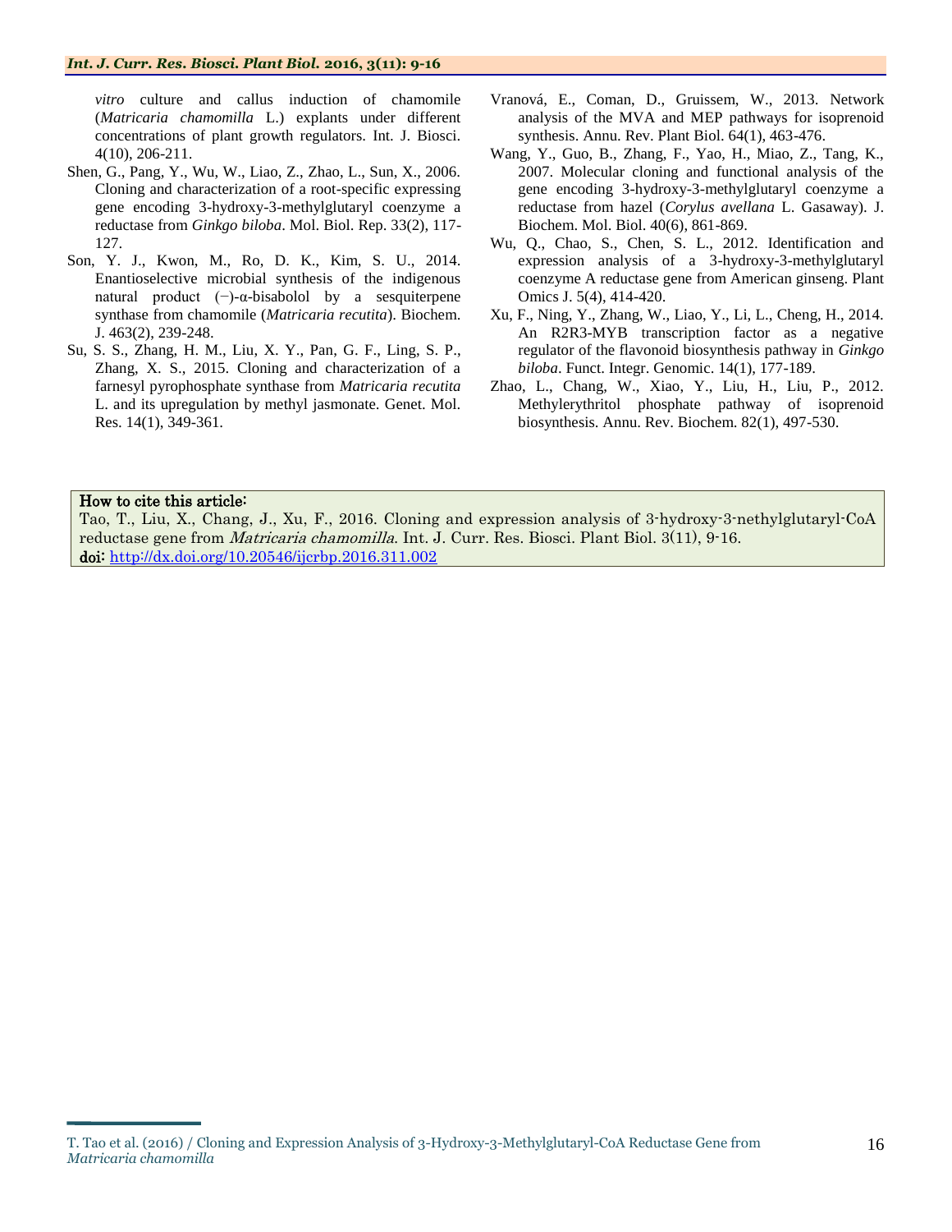*vitro* culture and callus induction of chamomile (*Matricaria chamomilla* L.) explants under different concentrations of plant growth regulators. Int. J. Biosci. 4(10), 206-211.

Shen, G., Pang, Y., Wu, W., Liao, Z., Zhao, L., Sun, X., 2006. Cloning and characterization of a root-specific expressing gene encoding 3-hydroxy-3-methylglutaryl coenzyme a reductase from *Ginkgo biloba*. Mol. Biol. Rep. 33(2), 117-127.

Son, Y. J., Kwon, M., Ro, D. K., Kim, S. U., 2014. Enantioselective microbial synthesis of the indigenous natural product (−)-α-bisabolol by a sesquiterpene synthase from chamomile (*Matricaria recutita*). Biochem. J. 463(2), 239-248.

Su, S. S., Zhang, H. M., Liu, X. Y., Pan, G. F., Ling, S. P., Zhang, X. S., 2015. Cloning and characterization of a farnesyl pyrophosphate synthase from *Matricaria recutita* L. and its upregulation by methyl jasmonate. Genet. Mol. Res. 14(1), 349-361.

Vranová, E., Coman, D., Gruissem, W., 2013. Network analysis of the MVA and MEP pathways for isoprenoid synthesis. Annu. Rev. Plant Biol. 64(1), 463-476.

Wang, Y., Guo, B., Zhang, F., Yao, H., Miao, Z., Tang, K., 2007. Molecular cloning and functional analysis of the gene encoding 3-hydroxy-3-methylglutaryl coenzyme a reductase from hazel (*Corylus avellana* L. Gasaway). J. Biochem. Mol. Biol. 40(6), 861-869.

Wu, Q., Chao, S., Chen, S. L., 2012. Identification and expression analysis of a 3-hydroxy-3-methylglutaryl coenzyme A reductase gene from American ginseng. Plant Omics J. 5(4), 414-420.

Xu, F., Ning, Y., Zhang, W., Liao, Y., Li, L., Cheng, H., 2014. An R2R3-MYB transcription factor as a negative regulator of the flavonoid biosynthesis pathway in *Ginkgo biloba*. Funct. Integr. Genomic. 14(1), 177-189.

Zhao, L., Chang, W., Xiao, Y., Liu, H., Liu, P., 2012. Methylerythritol phosphate pathway of isoprenoid biosynthesis. Annu. Rev. Biochem. 82(1), 497-530.

**How to cite this article:**

Tao, T., Liu, X., Chang, J., Xu, F., 2016. Cloning and expression analysis of 3-hydroxy-3-nethylglutaryl-CoA reductase gene from *Matricaria chamomilla*. Int. J. Curr. Res. Biosci. Plant Biol. 3(11), 9-16.

**doi:** http://dx.doi.org/10.20546/ijcrbp.2016.311.002